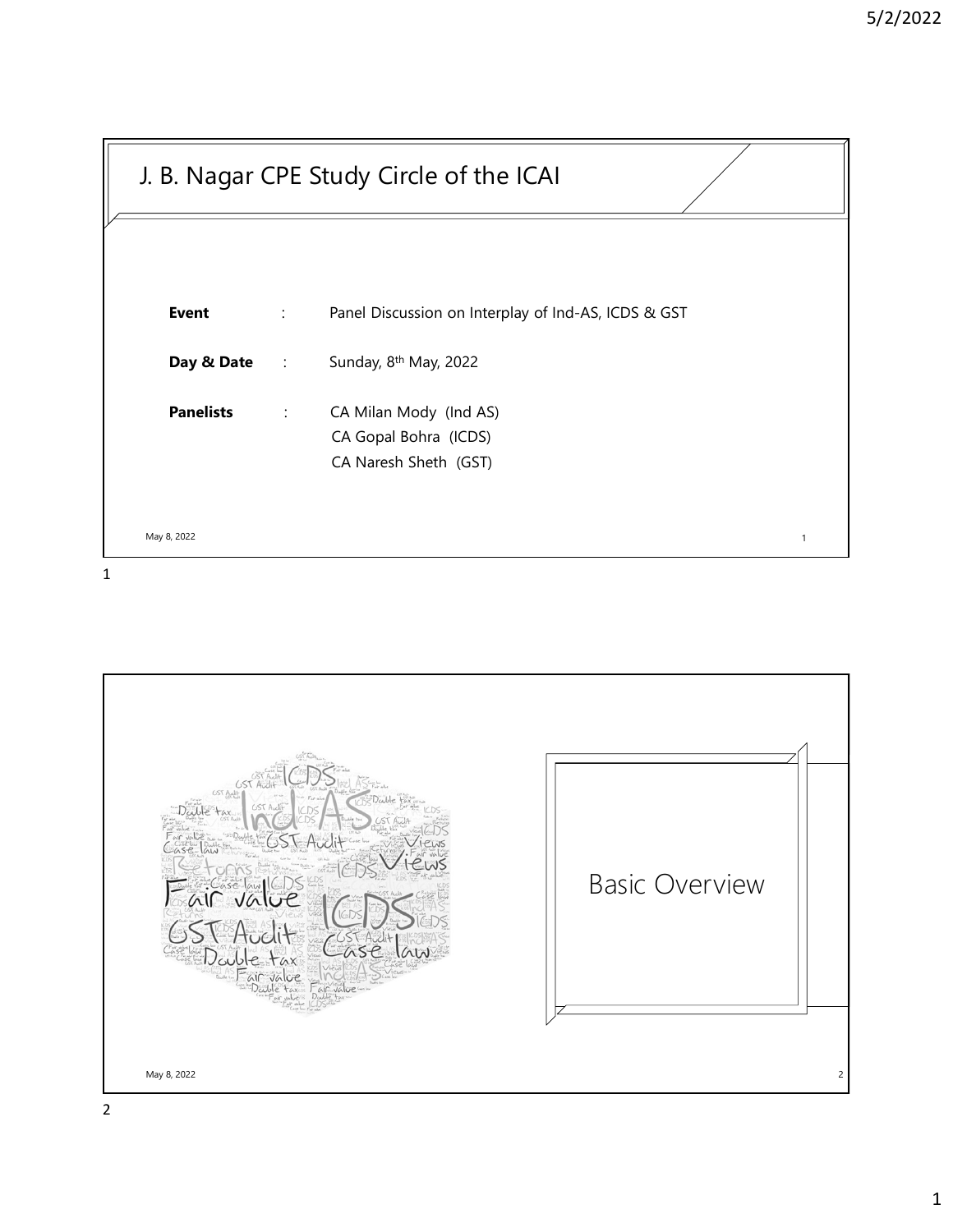# J. B. Nagar CPE Study Circle of the ICAI

| | | |
|---|---|---|
| **Event** | : | Panel Discussion on Interplay of Ind-AS, ICDS & GST |
| **Day & Date** | : | Sunday, 8th May, 2022 |
| **Panelists** | : | CA Milan Mody (Ind AS)<br>CA Gopal Bohra (ICDS)<br>CA Naresh Sheth (GST) |

May 8, 2022

## Basic Overview

May 8, 2022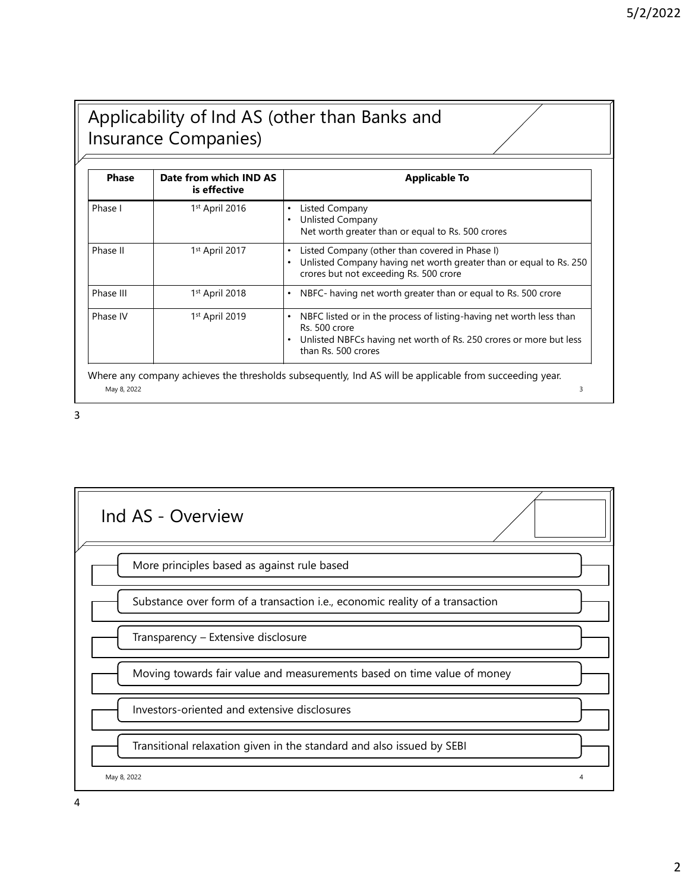## Applicability of Ind AS (other than Banks and Insurance Companies)

| Phase | Date from which IND AS is effective | Applicable To |
|---|---|---|
| Phase I | 1st April 2016 | • Listed Company<br>• Unlisted Company<br>Net worth greater than or equal to Rs. 500 crores |
| Phase II | 1st April 2017 | • Listed Company (other than covered in Phase I)<br>• Unlisted Company having net worth greater than or equal to Rs. 250 crores but not exceeding Rs. 500 crore |
| Phase III | 1st April 2018 | • NBFC- having net worth greater than or equal to Rs. 500 crore |
| Phase IV | 1st April 2019 | • NBFC listed or in the process of listing-having net worth less than Rs. 500 crore<br>• Unlisted NBFCs having net worth of Rs. 250 crores or more but less than Rs. 500 crores |

Where any company achieves the thresholds subsequently, Ind AS will be applicable from succeeding year.

## Ind AS - Overview

- More principles based as against rule based
- Substance over form of a transaction i.e., economic reality of a transaction
- Transparency – Extensive disclosure
- Moving towards fair value and measurements based on time value of money
- Investors-oriented and extensive disclosures
- Transitional relaxation given in the standard and also issued by SEBI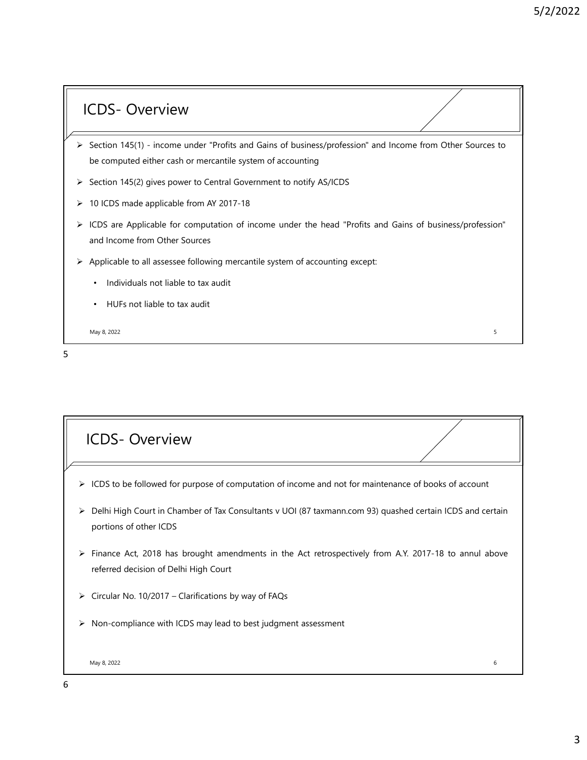## ICDS- Overview

- Section 145(1) - income under "Profits and Gains of business/profession" and Income from Other Sources to be computed either cash or mercantile system of accounting
- Section 145(2) gives power to Central Government to notify AS/ICDS
- 10 ICDS made applicable from AY 2017-18
- ICDS are Applicable for computation of income under the head "Profits and Gains of business/profession" and Income from Other Sources
- Applicable to all assessee following mercantile system of accounting except:
  - Individuals not liable to tax audit
  - HUFs not liable to tax audit

## ICDS- Overview

- ICDS to be followed for purpose of computation of income and not for maintenance of books of account
- Delhi High Court in Chamber of Tax Consultants v UOI (87 taxmann.com 93) quashed certain ICDS and certain portions of other ICDS
- Finance Act, 2018 has brought amendments in the Act retrospectively from A.Y. 2017-18 to annul above referred decision of Delhi High Court
- Circular No. 10/2017 – Clarifications by way of FAQs
- Non-compliance with ICDS may lead to best judgment assessment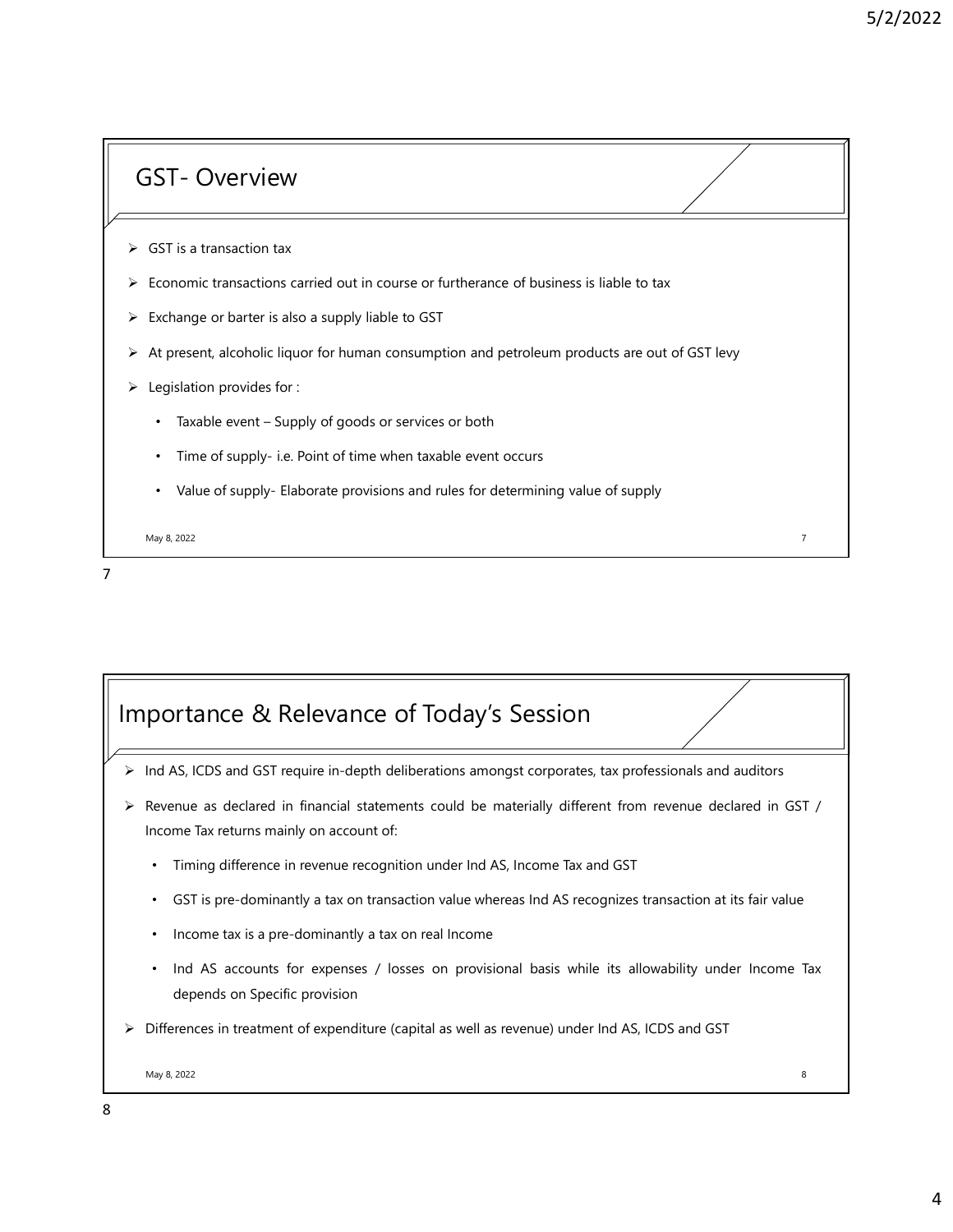## GST- Overview

- GST is a transaction tax
- Economic transactions carried out in course or furtherance of business is liable to tax
- Exchange or barter is also a supply liable to GST
- At present, alcoholic liquor for human consumption and petroleum products are out of GST levy
- Legislation provides for :
  - Taxable event – Supply of goods or services or both
  - Time of supply- i.e. Point of time when taxable event occurs
  - Value of supply- Elaborate provisions and rules for determining value of supply

## Importance & Relevance of Today's Session

- Ind AS, ICDS and GST require in-depth deliberations amongst corporates, tax professionals and auditors
- Revenue as declared in financial statements could be materially different from revenue declared in GST / Income Tax returns mainly on account of:
  - Timing difference in revenue recognition under Ind AS, Income Tax and GST
  - GST is pre-dominantly a tax on transaction value whereas Ind AS recognizes transaction at its fair value
  - Income tax is a pre-dominantly a tax on real Income
  - Ind AS accounts for expenses / losses on provisional basis while its allowability under Income Tax depends on Specific provision
- Differences in treatment of expenditure (capital as well as revenue) under Ind AS, ICDS and GST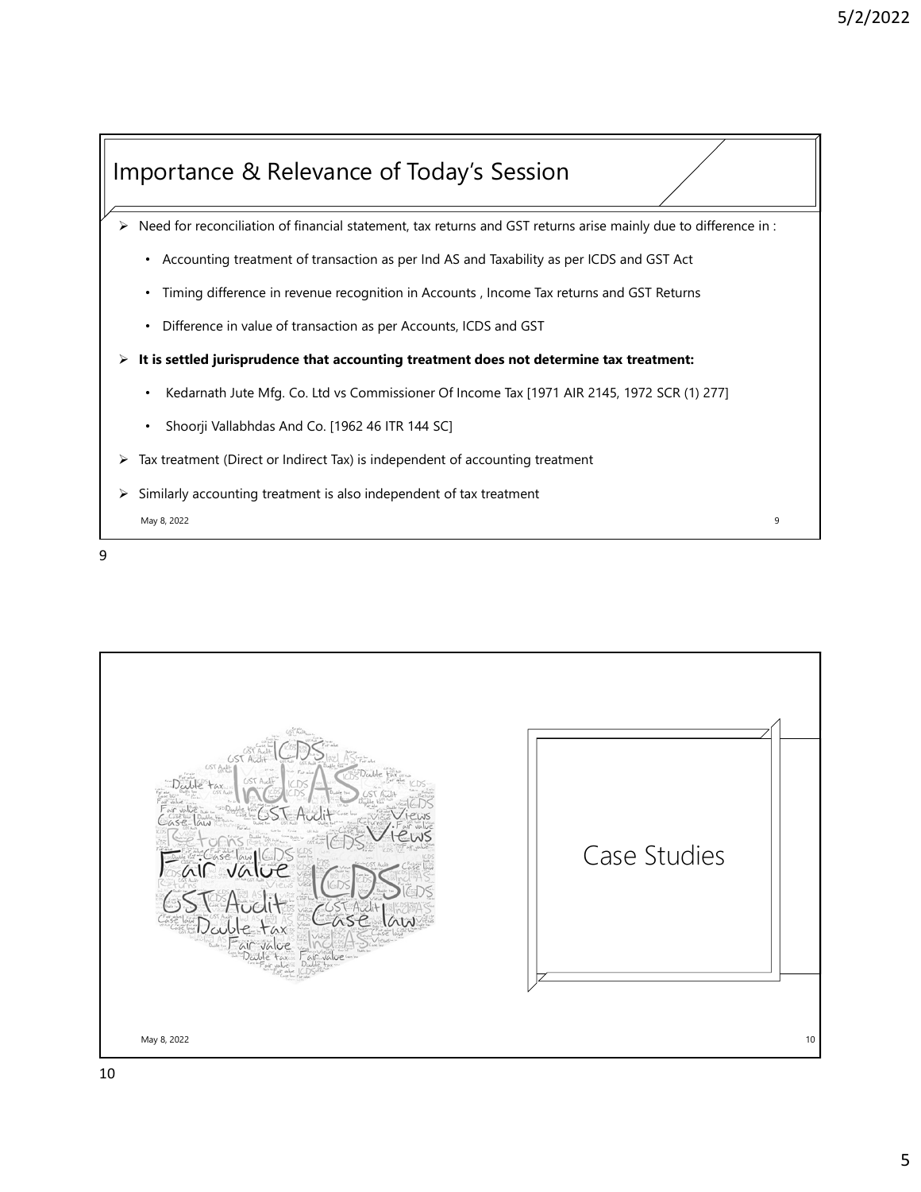## Importance & Relevance of Today's Session

- Need for reconciliation of financial statement, tax returns and GST returns arise mainly due to difference in :
  - Accounting treatment of transaction as per Ind AS and Taxability as per ICDS and GST Act
  - Timing difference in revenue recognition in Accounts , Income Tax returns and GST Returns
  - Difference in value of transaction as per Accounts, ICDS and GST
- **It is settled jurisprudence that accounting treatment does not determine tax treatment:**
  - Kedarnath Jute Mfg. Co. Ltd vs Commissioner Of Income Tax [1971 AIR 2145, 1972 SCR (1) 277]
  - Shoorji Vallabhdas And Co. [1962 46 ITR 144 SC]
- Tax treatment (Direct or Indirect Tax) is independent of accounting treatment
- Similarly accounting treatment is also independent of tax treatment

## Case Studies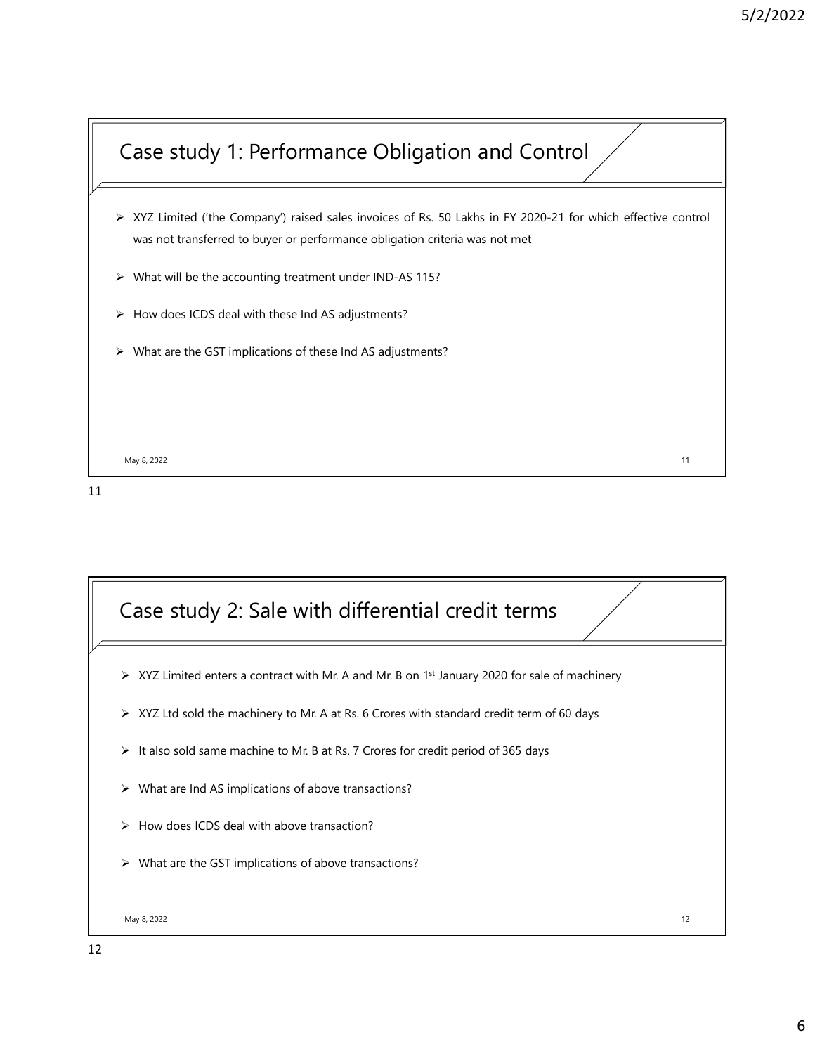## Case study 1: Performance Obligation and Control

- XYZ Limited ('the Company') raised sales invoices of Rs. 50 Lakhs in FY 2020-21 for which effective control was not transferred to buyer or performance obligation criteria was not met
- What will be the accounting treatment under IND-AS 115?
- How does ICDS deal with these Ind AS adjustments?
- What are the GST implications of these Ind AS adjustments?

## Case study 2: Sale with differential credit terms

- XYZ Limited enters a contract with Mr. A and Mr. B on 1st January 2020 for sale of machinery
- XYZ Ltd sold the machinery to Mr. A at Rs. 6 Crores with standard credit term of 60 days
- It also sold same machine to Mr. B at Rs. 7 Crores for credit period of 365 days
- What are Ind AS implications of above transactions?
- How does ICDS deal with above transaction?
- What are the GST implications of above transactions?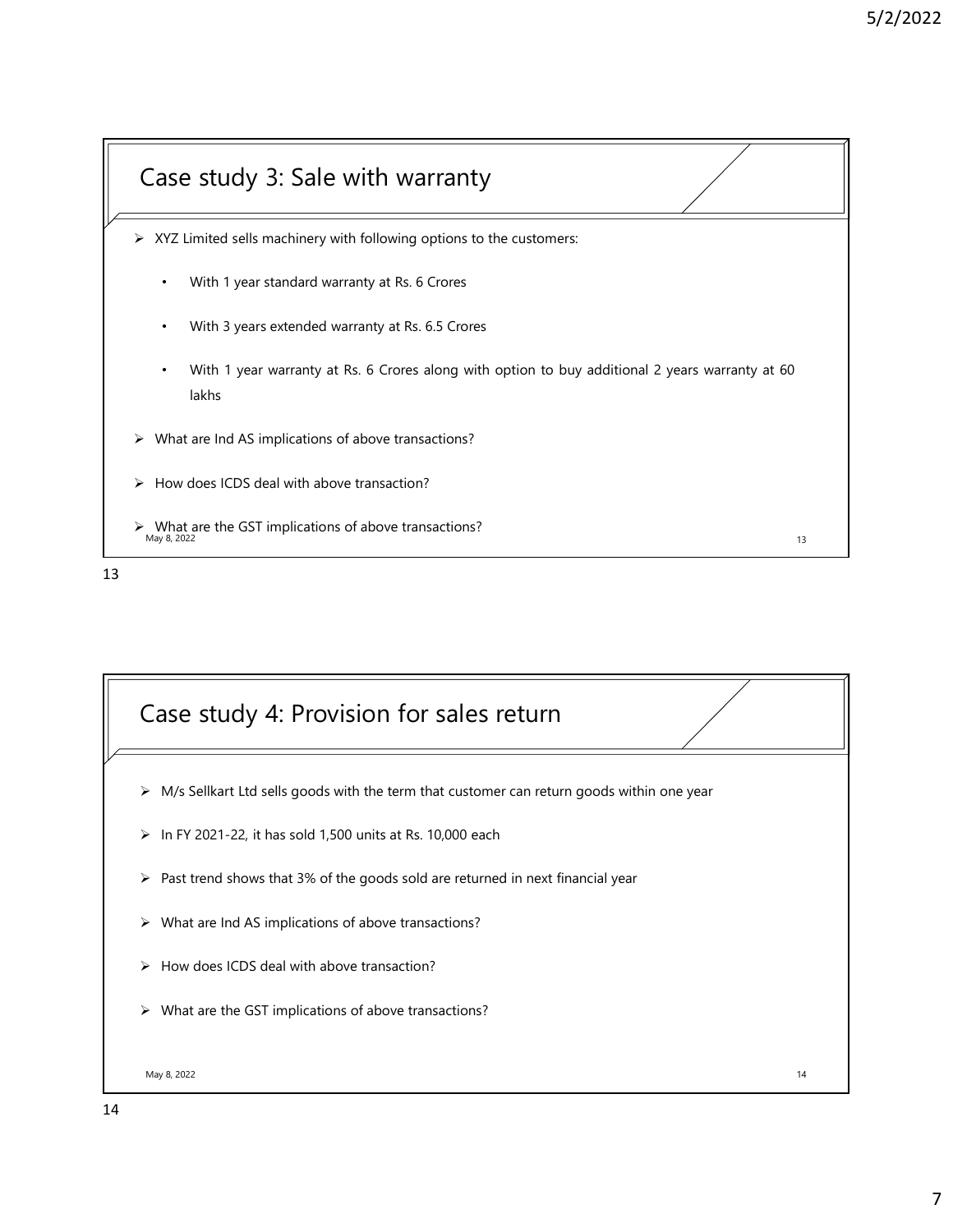## Case study 3: Sale with warranty

- XYZ Limited sells machinery with following options to the customers:
  - With 1 year standard warranty at Rs. 6 Crores
  - With 3 years extended warranty at Rs. 6.5 Crores
  - With 1 year warranty at Rs. 6 Crores along with option to buy additional 2 years warranty at 60 lakhs
- What are Ind AS implications of above transactions?
- How does ICDS deal with above transaction?
- What are the GST implications of above transactions?

## Case study 4: Provision for sales return

- M/s Sellkart Ltd sells goods with the term that customer can return goods within one year
- In FY 2021-22, it has sold 1,500 units at Rs. 10,000 each
- Past trend shows that 3% of the goods sold are returned in next financial year
- What are Ind AS implications of above transactions?
- How does ICDS deal with above transaction?
- What are the GST implications of above transactions?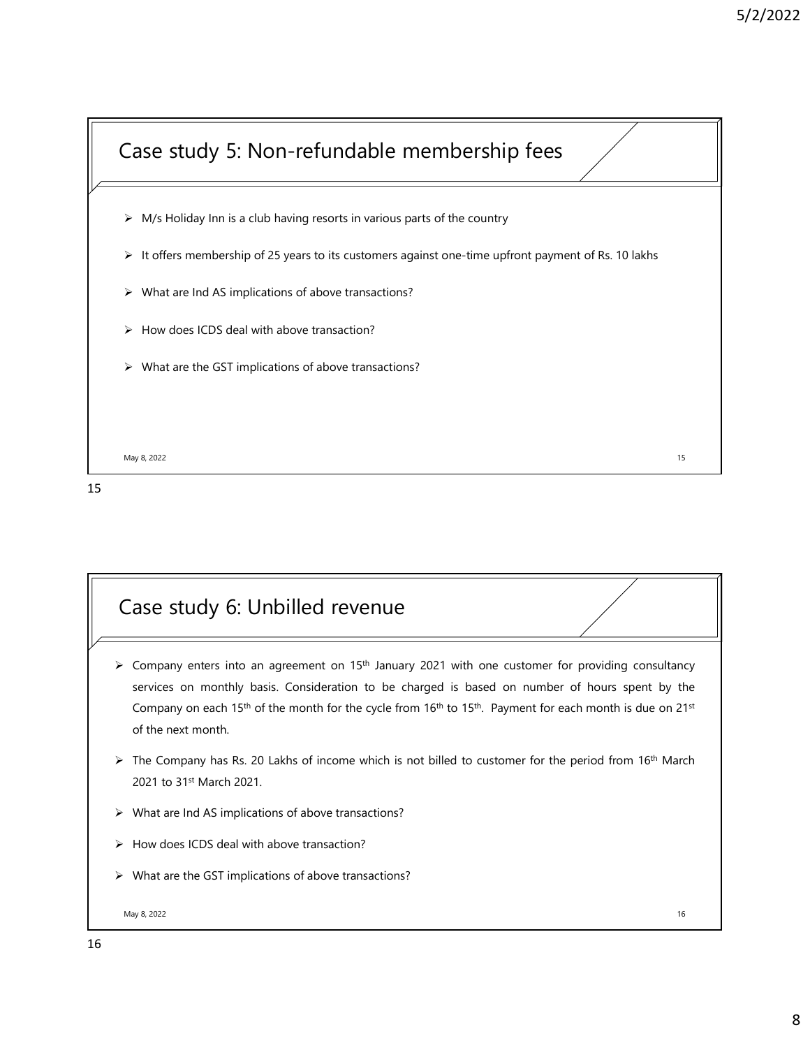## Case study 5: Non-refundable membership fees

- M/s Holiday Inn is a club having resorts in various parts of the country
- It offers membership of 25 years to its customers against one-time upfront payment of Rs. 10 lakhs
- What are Ind AS implications of above transactions?
- How does ICDS deal with above transaction?
- What are the GST implications of above transactions?

## Case study 6: Unbilled revenue

- Company enters into an agreement on 15th January 2021 with one customer for providing consultancy services on monthly basis. Consideration to be charged is based on number of hours spent by the Company on each 15th of the month for the cycle from 16th to 15th. Payment for each month is due on 21st of the next month.
- The Company has Rs. 20 Lakhs of income which is not billed to customer for the period from 16th March 2021 to 31st March 2021.
- What are Ind AS implications of above transactions?
- How does ICDS deal with above transaction?
- What are the GST implications of above transactions?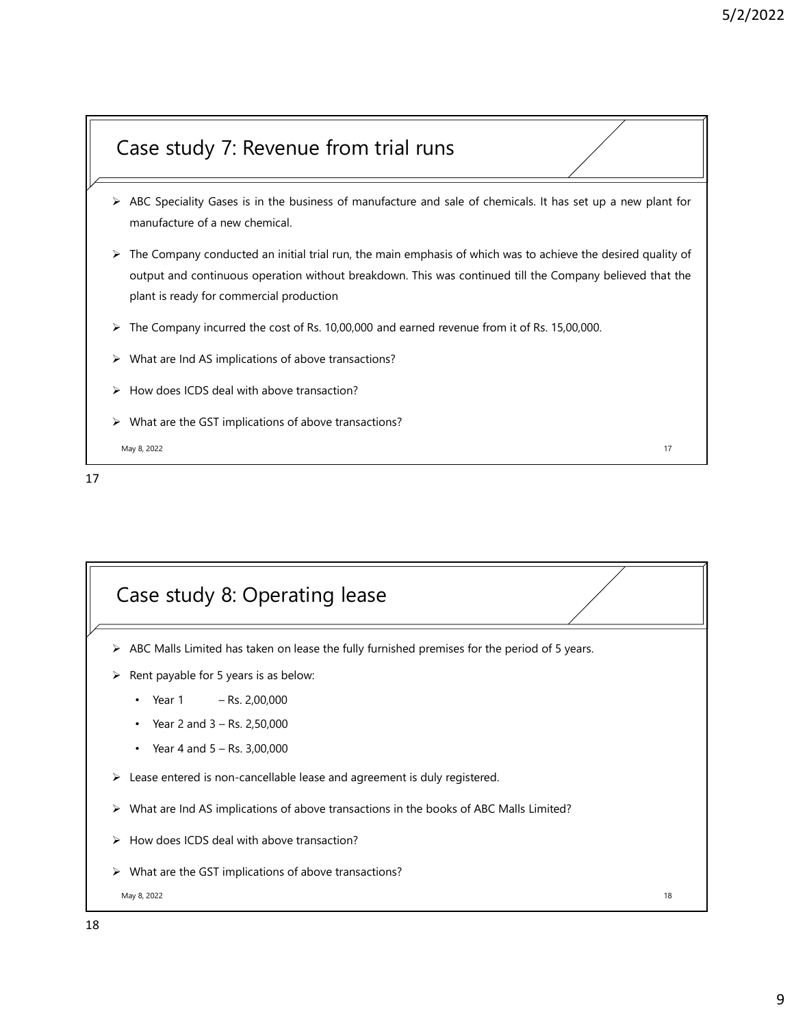## Case study 7: Revenue from trial runs

- ABC Speciality Gases is in the business of manufacture and sale of chemicals. It has set up a new plant for manufacture of a new chemical.
- The Company conducted an initial trial run, the main emphasis of which was to achieve the desired quality of output and continuous operation without breakdown. This was continued till the Company believed that the plant is ready for commercial production
- The Company incurred the cost of Rs. 10,00,000 and earned revenue from it of Rs. 15,00,000.
- What are Ind AS implications of above transactions?
- How does ICDS deal with above transaction?
- What are the GST implications of above transactions?

## Case study 8: Operating lease

- ABC Malls Limited has taken on lease the fully furnished premises for the period of 5 years.
- Rent payable for 5 years is as below:
  - Year 1 – Rs. 2,00,000
  - Year 2 and 3 – Rs. 2,50,000
  - Year 4 and 5 – Rs. 3,00,000
- Lease entered is non-cancellable lease and agreement is duly registered.
- What are Ind AS implications of above transactions in the books of ABC Malls Limited?
- How does ICDS deal with above transaction?
- What are the GST implications of above transactions?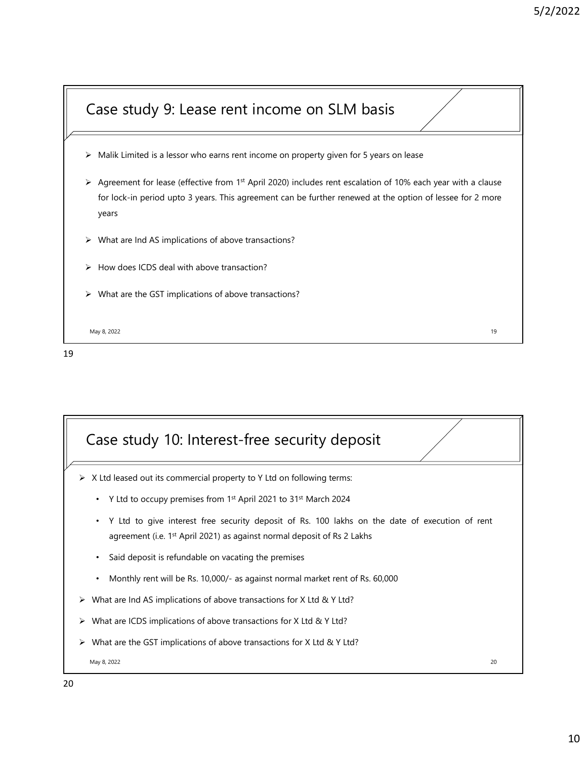## Case study 9: Lease rent income on SLM basis

- Malik Limited is a lessor who earns rent income on property given for 5 years on lease
- Agreement for lease (effective from 1st April 2020) includes rent escalation of 10% each year with a clause for lock-in period upto 3 years. This agreement can be further renewed at the option of lessee for 2 more years
- What are Ind AS implications of above transactions?
- How does ICDS deal with above transaction?
- What are the GST implications of above transactions?

## Case study 10: Interest-free security deposit

- X Ltd leased out its commercial property to Y Ltd on following terms:
  - Y Ltd to occupy premises from 1st April 2021 to 31st March 2024
  - Y Ltd to give interest free security deposit of Rs. 100 lakhs on the date of execution of rent agreement (i.e. 1st April 2021) as against normal deposit of Rs 2 Lakhs
  - Said deposit is refundable on vacating the premises
  - Monthly rent will be Rs. 10,000/- as against normal market rent of Rs. 60,000
- What are Ind AS implications of above transactions for X Ltd & Y Ltd?
- What are ICDS implications of above transactions for X Ltd & Y Ltd?
- What are the GST implications of above transactions for X Ltd & Y Ltd?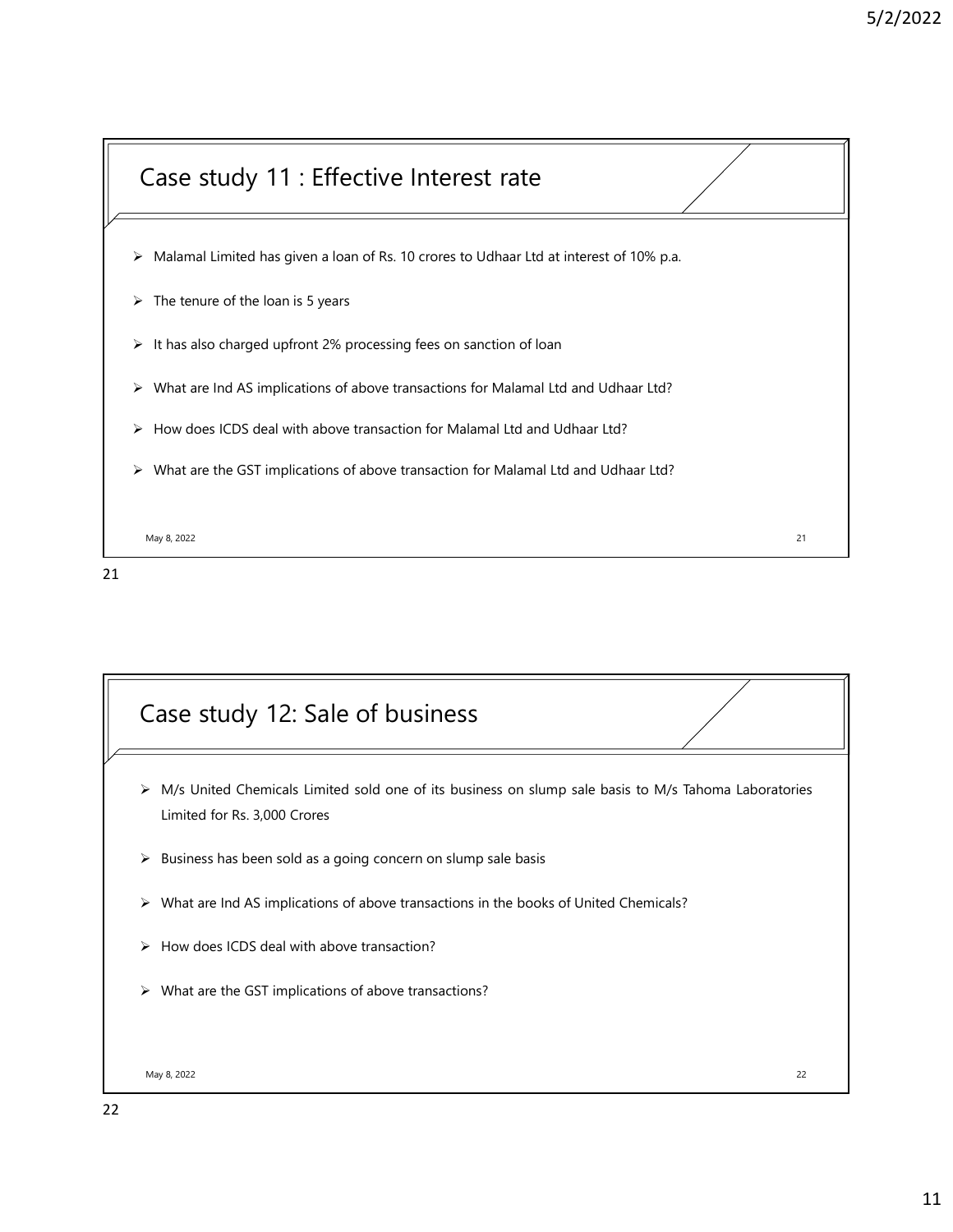## Case study 11 : Effective Interest rate

- Malamal Limited has given a loan of Rs. 10 crores to Udhaar Ltd at interest of 10% p.a.
- The tenure of the loan is 5 years
- It has also charged upfront 2% processing fees on sanction of loan
- What are Ind AS implications of above transactions for Malamal Ltd and Udhaar Ltd?
- How does ICDS deal with above transaction for Malamal Ltd and Udhaar Ltd?
- What are the GST implications of above transaction for Malamal Ltd and Udhaar Ltd?

## Case study 12: Sale of business

- M/s United Chemicals Limited sold one of its business on slump sale basis to M/s Tahoma Laboratories Limited for Rs. 3,000 Crores
- Business has been sold as a going concern on slump sale basis
- What are Ind AS implications of above transactions in the books of United Chemicals?
- How does ICDS deal with above transaction?
- What are the GST implications of above transactions?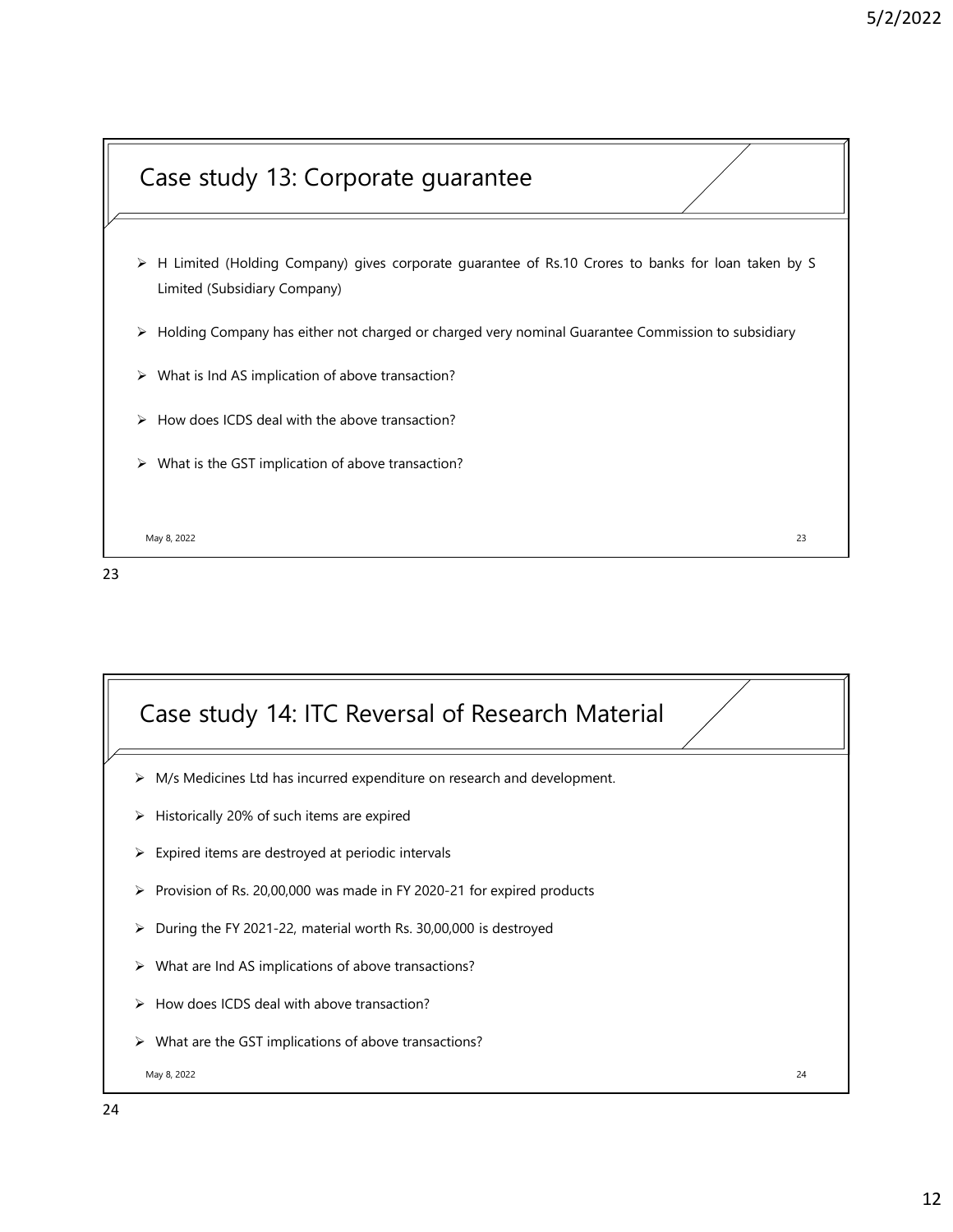## Case study 13: Corporate guarantee

- H Limited (Holding Company) gives corporate guarantee of Rs.10 Crores to banks for loan taken by S Limited (Subsidiary Company)
- Holding Company has either not charged or charged very nominal Guarantee Commission to subsidiary
- What is Ind AS implication of above transaction?
- How does ICDS deal with the above transaction?
- What is the GST implication of above transaction?

## Case study 14: ITC Reversal of Research Material

- M/s Medicines Ltd has incurred expenditure on research and development.
- Historically 20% of such items are expired
- Expired items are destroyed at periodic intervals
- Provision of Rs. 20,00,000 was made in FY 2020-21 for expired products
- During the FY 2021-22, material worth Rs. 30,00,000 is destroyed
- What are Ind AS implications of above transactions?
- How does ICDS deal with above transaction?
- What are the GST implications of above transactions?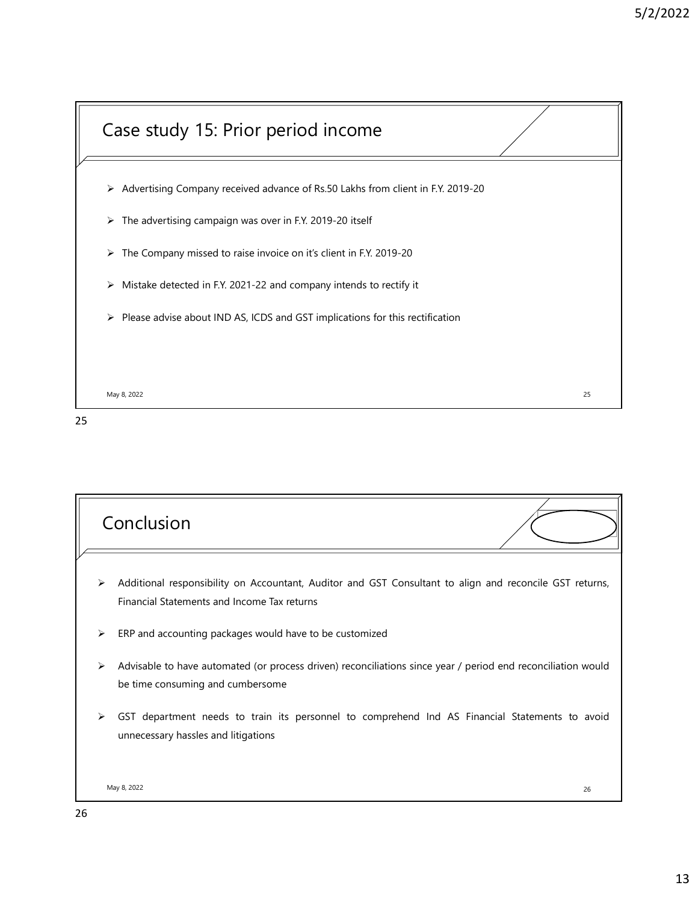## Case study 15: Prior period income

- Advertising Company received advance of Rs.50 Lakhs from client in F.Y. 2019-20
- The advertising campaign was over in F.Y. 2019-20 itself
- The Company missed to raise invoice on it's client in F.Y. 2019-20
- Mistake detected in F.Y. 2021-22 and company intends to rectify it
- Please advise about IND AS, ICDS and GST implications for this rectification

## Conclusion

- Additional responsibility on Accountant, Auditor and GST Consultant to align and reconcile GST returns, Financial Statements and Income Tax returns
- ERP and accounting packages would have to be customized
- Advisable to have automated (or process driven) reconciliations since year / period end reconciliation would be time consuming and cumbersome
- GST department needs to train its personnel to comprehend Ind AS Financial Statements to avoid unnecessary hassles and litigations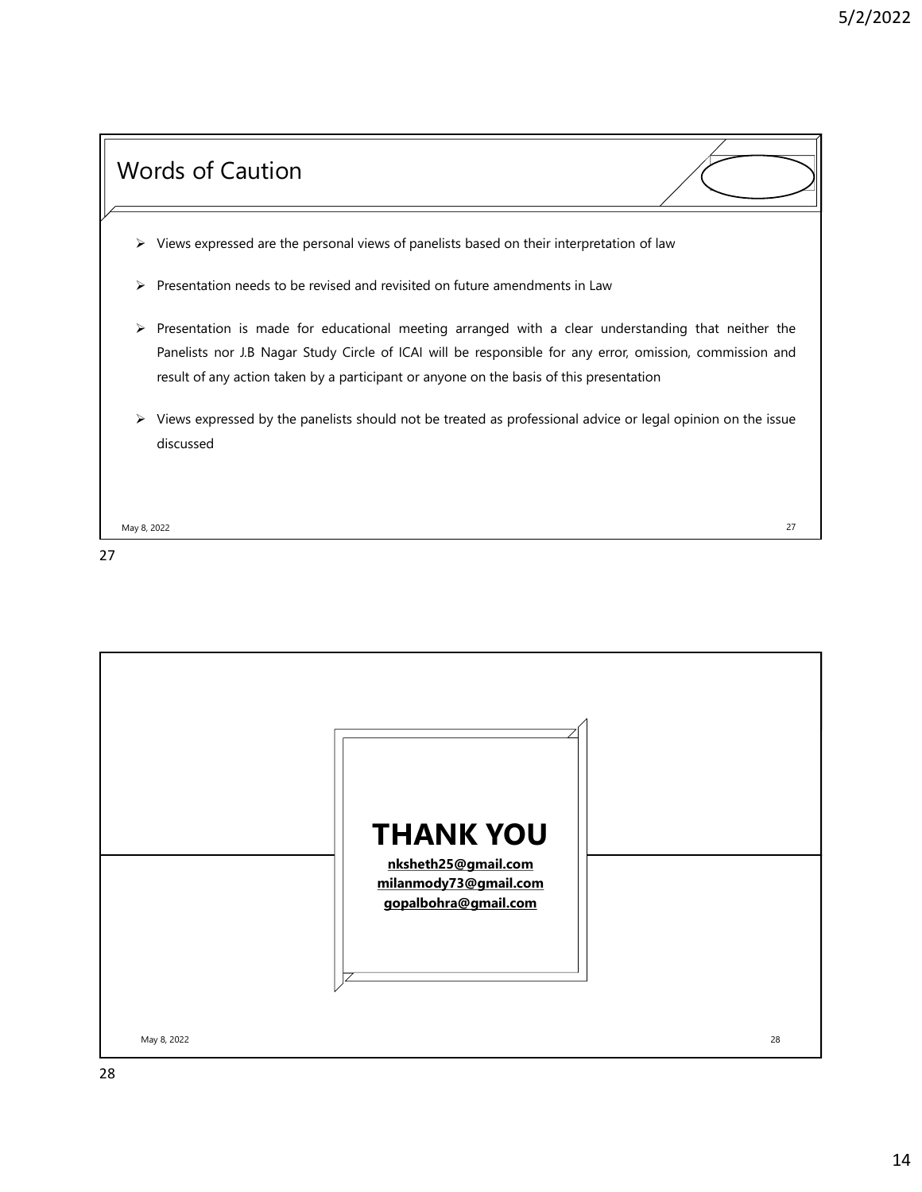## Words of Caution

- Views expressed are the personal views of panelists based on their interpretation of law
- Presentation needs to be revised and revisited on future amendments in Law
- Presentation is made for educational meeting arranged with a clear understanding that neither the Panelists nor J.B Nagar Study Circle of ICAI will be responsible for any error, omission, commission and result of any action taken by a participant or anyone on the basis of this presentation
- Views expressed by the panelists should not be treated as professional advice or legal opinion on the issue discussed

May 8, 2022

# THANK YOU

**nksheth25@gmail.com**
**milanmody73@gmail.com**
**gopalbohra@gmail.com**

May 8, 2022